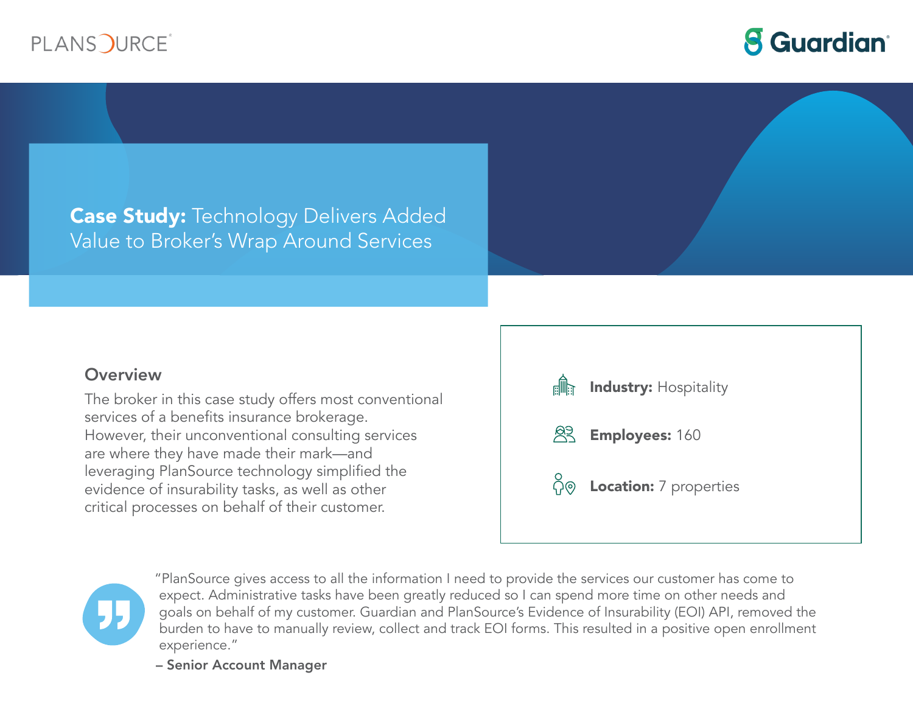# **Case Study:** Technology Delivers Added Value to Broker's Wrap Around Services

## Overview

The broker in this case study offers most conventional services of a benefits insurance brokerage. However, their unconventional consulting services are where they have made their mark—and leveraging PlanSource technology simplified the evidence of insurability tasks, as well as other critical processes on behalf of their customer.

**Industry:** Hospitality

**Employees:** 160

**Location:** 7 properties

"PlanSource gives access to all the information I need to provide the services our customer has come to expect. Administrative tasks have been greatly reduced so I can spend more time on other needs and goals on behalf of my customer. Guardian and PlanSource's Evidence of Insurability (EOI) API, removed the burden to have to manually review, collect and track EOI forms. This resulted in a positive open enrollment experience."

**– Senior Account Manager**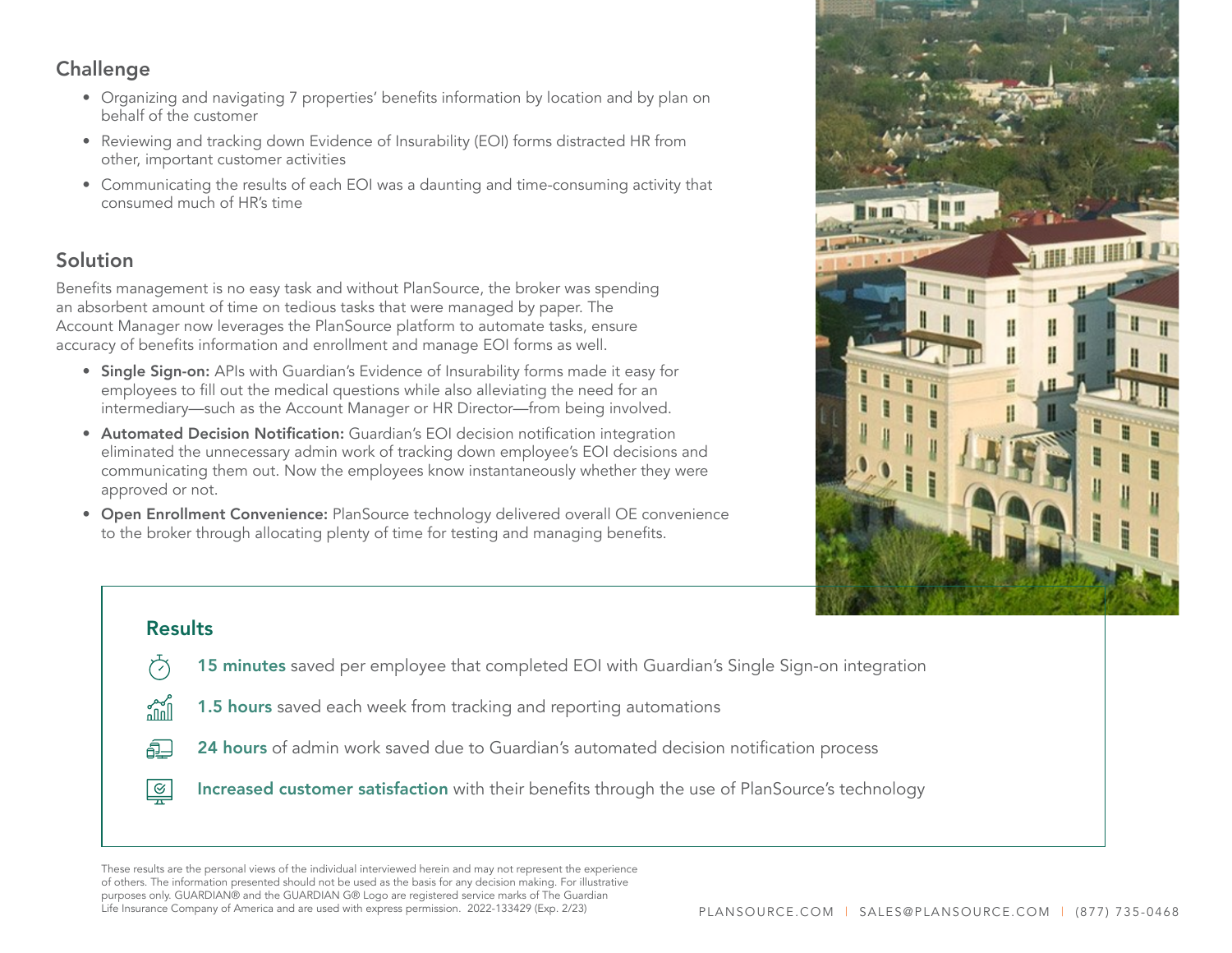## Challenge

- Organizing and navigating 7 properties' benefits information by location and by plan on behalf of the customer
- Reviewing and tracking down Evidence of Insurability (EOI) forms distracted HR from other, important customer activities
- Communicating the results of each EOI was a daunting and time-consuming activity that consumed much of HR's time

## Solution

Benefits management is no easy task and without PlanSource, the broker was spending an absorbent amount of time on tedious tasks that were managed by paper. The Account Manager now leverages the PlanSource platform to automate tasks, ensure accuracy of benefits information and enrollment and manage EOI forms as well.

- **Single Sign-on:** APIs with Guardian's Evidence of Insurability forms made it easy for employees to fill out the medical questions while also alleviating the need for an intermediary—such as the Account Manager or HR Director—from being involved.
- **Automated Decision Notification:** Guardian's EOI decision notification integration eliminated the unnecessary admin work of tracking down employee's EOI decisions and communicating them out. Now the employees know instantaneously whether they were approved or not.
- **Open Enrollment Convenience:** PlanSource technology delivered overall OE convenience to the broker through allocating plenty of time for testing and managing benefits.

## Results

- **15 minutes** saved per employee that completed EOI with Guardian's Single Sign-on integration
- **1.5 hours** saved each week from tracking and reporting automations
- **24 hours** of admin work saved due to Guardian's automated decision notification process
- **Increased customer satisfaction** with their benefits through the use of PlanSource's technology

These results are the personal views of the individual interviewed herein and may not represent the experience of others. The information presented should not be used as the basis for any decision making. For illustrative purposes only. GUARDIAN® and the GUARDIAN G® Logo are registered service marks of The Guardian Life Insurance Company of America and are used with express permission. 2022-133429 (Exp. 2/23)

PLANSOURCE.COM | SALES@PLANSOURCE.COM | (877) 735-0468